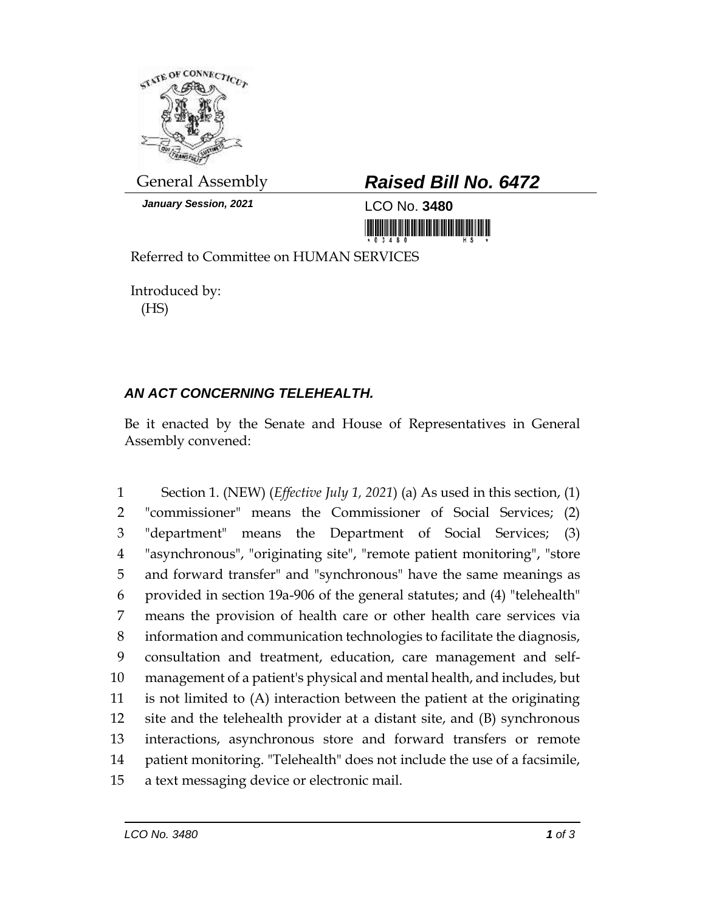General Assembly

***January Session, 2021***

## ***Raised Bill No. 6472***

LCO No. **3480**

Referred to Committee on HUMAN SERVICES

Introduced by:
(HS)

### ***AN ACT CONCERNING TELEHEALTH.***

Be it enacted by the Senate and House of Representatives in General Assembly convened:

1 Section 1. (NEW) (*Effective July 1, 2021*) (a) As used in this section, (1)
2 "commissioner" means the Commissioner of Social Services; (2)
3 "department" means the Department of Social Services; (3)
4 "asynchronous", "originating site", "remote patient monitoring", "store
5 and forward transfer" and "synchronous" have the same meanings as
6 provided in section 19a-906 of the general statutes; and (4) "telehealth"
7 means the provision of health care or other health care services via
8 information and communication technologies to facilitate the diagnosis,
9 consultation and treatment, education, care management and self-
10 management of a patient's physical and mental health, and includes, but
11 is not limited to (A) interaction between the patient at the originating
12 site and the telehealth provider at a distant site, and (B) synchronous
13 interactions, asynchronous store and forward transfers or remote
14 patient monitoring. "Telehealth" does not include the use of a facsimile,
15 a text messaging device or electronic mail.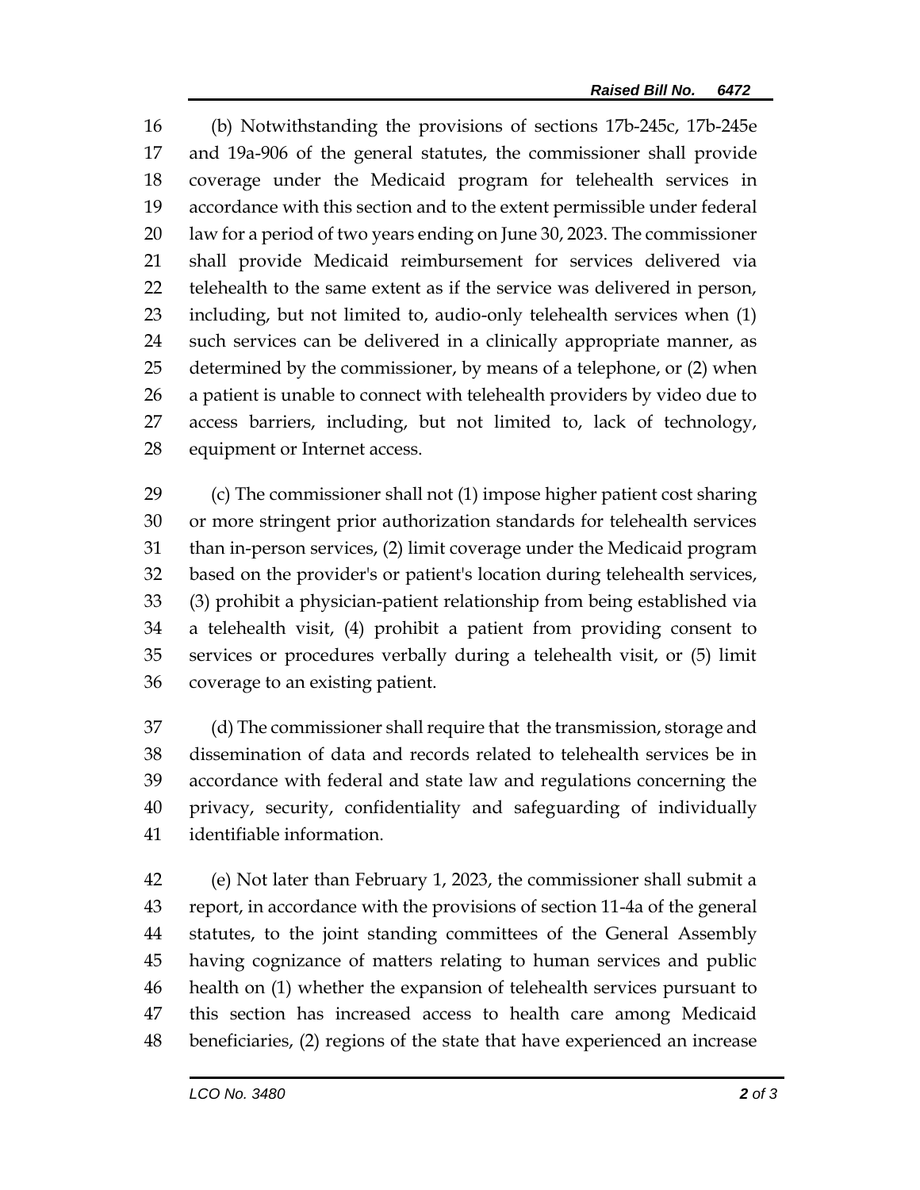(b) Notwithstanding the provisions of sections 17b-245c, 17b-245e and 19a-906 of the general statutes, the commissioner shall provide coverage under the Medicaid program for telehealth services in accordance with this section and to the extent permissible under federal law for a period of two years ending on June 30, 2023. The commissioner shall provide Medicaid reimbursement for services delivered via telehealth to the same extent as if the service was delivered in person, including, but not limited to, audio-only telehealth services when (1) such services can be delivered in a clinically appropriate manner, as determined by the commissioner, by means of a telephone, or (2) when a patient is unable to connect with telehealth providers by video due to access barriers, including, but not limited to, lack of technology, equipment or Internet access.

(c) The commissioner shall not (1) impose higher patient cost sharing or more stringent prior authorization standards for telehealth services than in-person services, (2) limit coverage under the Medicaid program based on the provider's or patient's location during telehealth services, (3) prohibit a physician-patient relationship from being established via a telehealth visit, (4) prohibit a patient from providing consent to services or procedures verbally during a telehealth visit, or (5) limit coverage to an existing patient.

(d) The commissioner shall require that the transmission, storage and dissemination of data and records related to telehealth services be in accordance with federal and state law and regulations concerning the privacy, security, confidentiality and safeguarding of individually identifiable information.

(e) Not later than February 1, 2023, the commissioner shall submit a report, in accordance with the provisions of section 11-4a of the general statutes, to the joint standing committees of the General Assembly having cognizance of matters relating to human services and public health on (1) whether the expansion of telehealth services pursuant to this section has increased access to health care among Medicaid beneficiaries, (2) regions of the state that have experienced an increase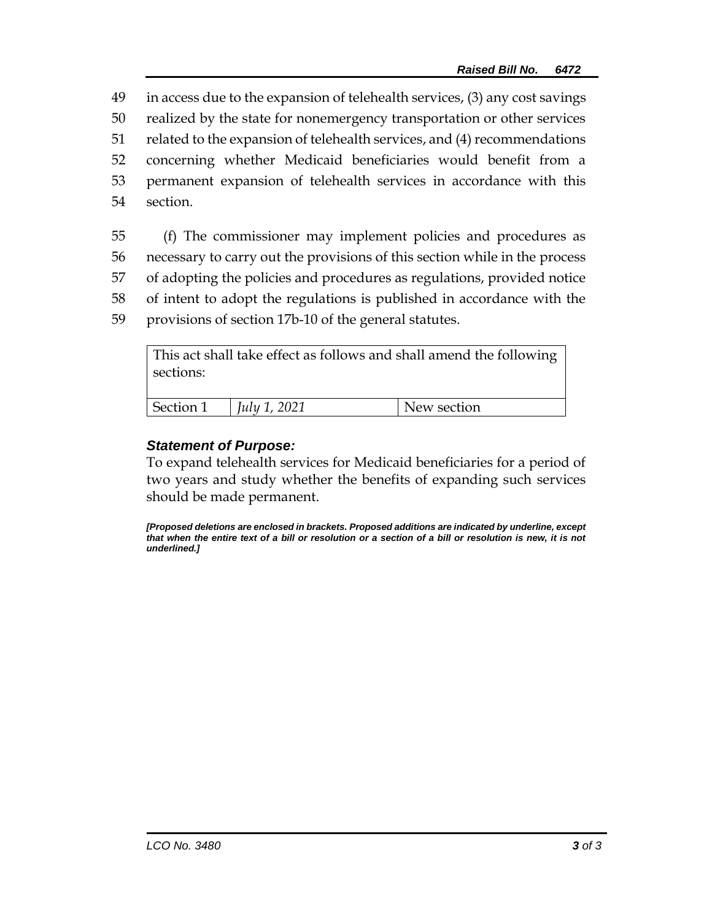in access due to the expansion of telehealth services, (3) any cost savings realized by the state for nonemergency transportation or other services related to the expansion of telehealth services, and (4) recommendations concerning whether Medicaid beneficiaries would benefit from a permanent expansion of telehealth services in accordance with this section.

(f) The commissioner may implement policies and procedures as necessary to carry out the provisions of this section while in the process of adopting the policies and procedures as regulations, provided notice of intent to adopt the regulations is published in accordance with the provisions of section 17b-10 of the general statutes.

| This act shall take effect as follows and shall amend the following sections: | | |
|---|---|---|
| Section 1 | *July 1, 2021* | New section |

### *Statement of Purpose:*

To expand telehealth services for Medicaid beneficiaries for a period of two years and study whether the benefits of expanding such services should be made permanent.

***[Proposed deletions are enclosed in brackets. Proposed additions are indicated by underline, except that when the entire text of a bill or resolution or a section of a bill or resolution is new, it is not underlined.]***